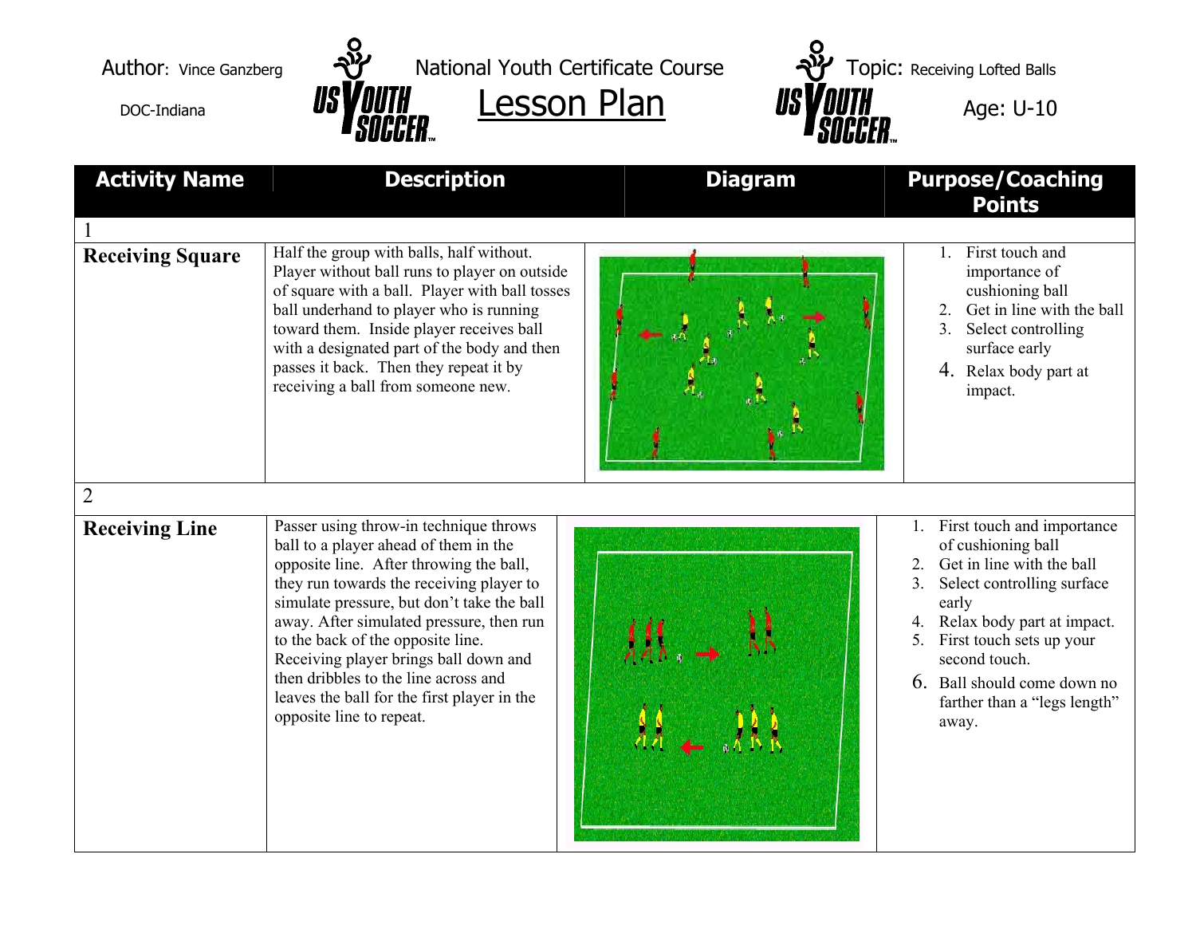Author: Vince Ganzberg

DOC-Indiana

National Youth Certificate Course

# Lesson Plan

Topic: Receiving Lofted Balls

Age: U-10

| Activity Name | Description | Diagram | Purpose/Coaching Points |
|---|---|---|---|
| 1 | | | |
| **Receiving Square** | Half the group with balls, half without. Player without ball runs to player on outside of square with a ball. Player with ball tosses ball underhand to player who is running toward them. Inside player receives ball with a designated part of the body and then passes it back. Then they repeat it by receiving a ball from someone new. | | 1. First touch and importance of cushioning ball<br>2. Get in line with the ball<br>3. Select controlling surface early<br>4. Relax body part at impact. |
| 2 | | | |
| **Receiving Line** | Passer using throw-in technique throws ball to a player ahead of them in the opposite line. After throwing the ball, they run towards the receiving player to simulate pressure, but don't take the ball away. After simulated pressure, then run to the back of the opposite line. Receiving player brings ball down and then dribbles to the line across and leaves the ball for the first player in the opposite line to repeat. | | 1. First touch and importance of cushioning ball<br>2. Get in line with the ball<br>3. Select controlling surface early<br>4. Relax body part at impact.<br>5. First touch sets up your second touch.<br>6. Ball should come down no farther than a "legs length" away. |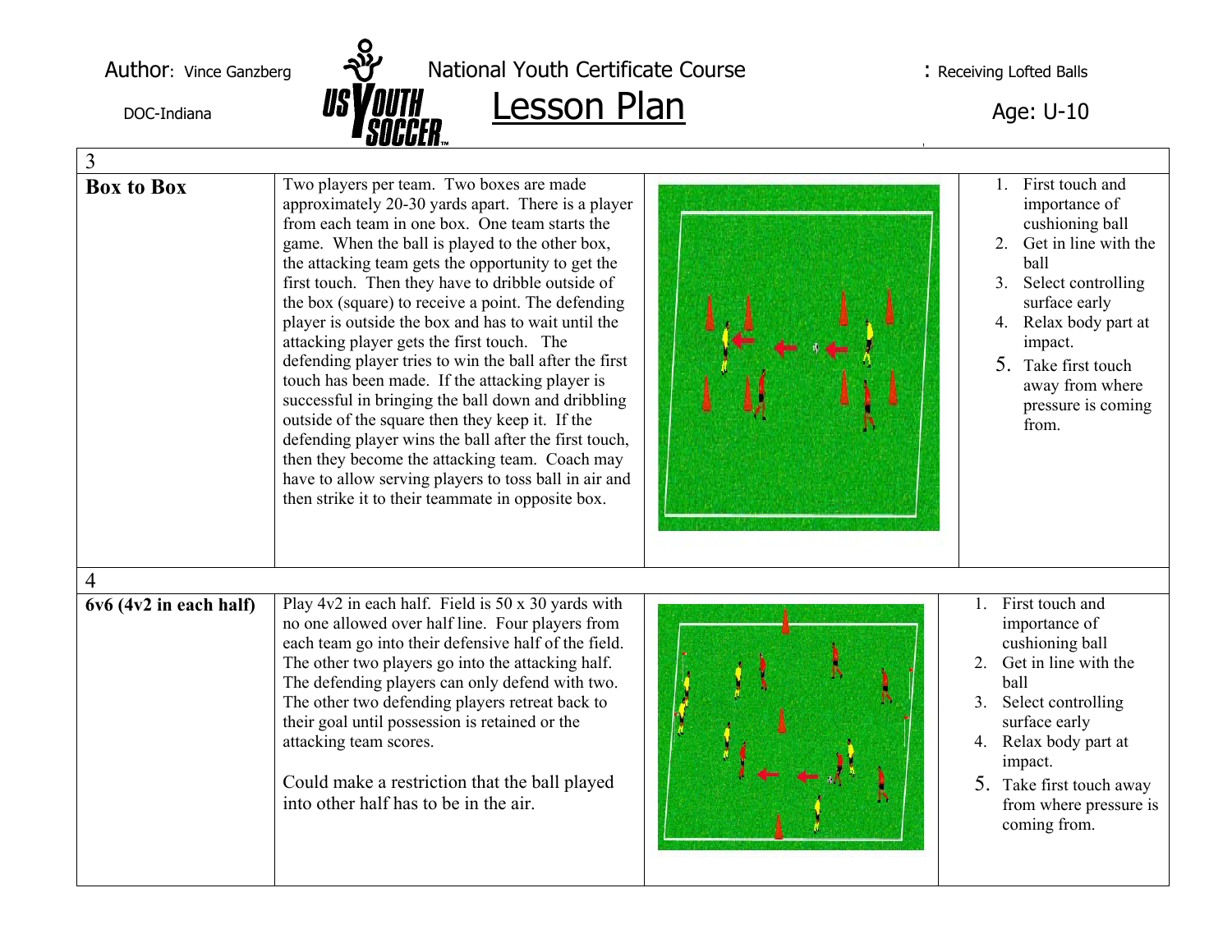Author: Vince Ganzberg

DOC-Indiana

National Youth Certificate Course

# Lesson Plan

: Receiving Lofted Balls

Age: U-10

| 3 | | | |
|---|---|---|---|
| **Box to Box** | Two players per team. Two boxes are made approximately 20-30 yards apart. There is a player from each team in one box. One team starts the game. When the ball is played to the other box, the attacking team gets the opportunity to get the first touch. Then they have to dribble outside of the box (square) to receive a point. The defending player is outside the box and has to wait until the attacking player gets the first touch. The defending player tries to win the ball after the first touch has been made. If the attacking player is successful in bringing the ball down and dribbling outside of the square then they keep it. If the defending player wins the ball after the first touch, then they become the attacking team. Coach may have to allow serving players to toss ball in air and then strike it to their teammate in opposite box. | | 1. First touch and importance of cushioning ball<br>2. Get in line with the ball<br>3. Select controlling surface early<br>4. Relax body part at impact.<br>5. Take first touch away from where pressure is coming from. |
| 4 | | | |
| **6v6 (4v2 in each half)** | Play 4v2 in each half. Field is 50 x 30 yards with no one allowed over half line. Four players from each team go into their defensive half of the field. The other two players go into the attacking half. The defending players can only defend with two. The other two defending players retreat back to their goal until possession is retained or the attacking team scores.<br><br>Could make a restriction that the ball played into other half has to be in the air. | | 1. First touch and importance of cushioning ball<br>2. Get in line with the ball<br>3. Select controlling surface early<br>4. Relax body part at impact.<br>5. Take first touch away from where pressure is coming from. |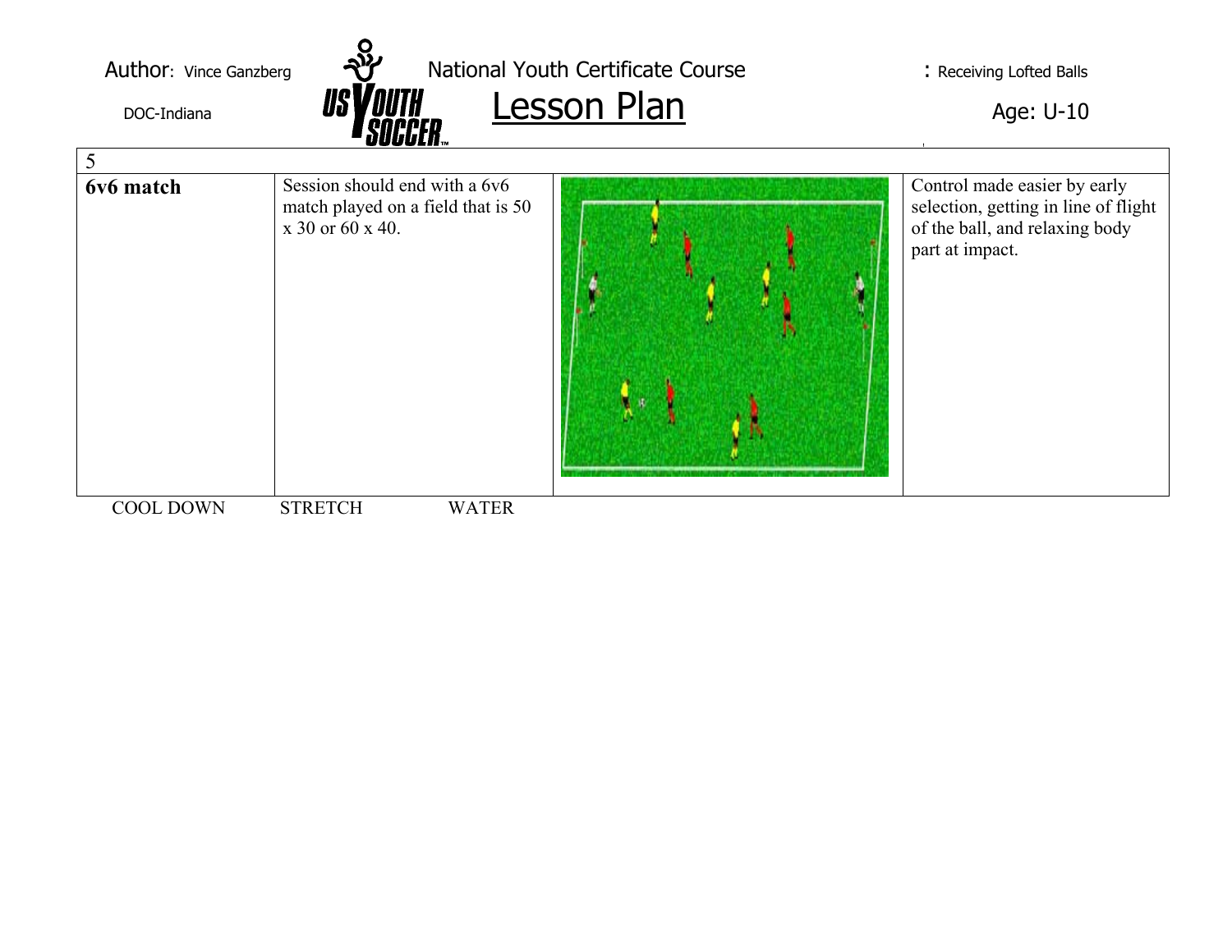Author: Vince Ganzberg

DOC-Indiana

National Youth Certificate Course

# Lesson Plan

: Receiving Lofted Balls

Age: U-10

| | | | |
|---|---|---|---|
| 5 | | | |
| **6v6 match** | Session should end with a 6v6 match played on a field that is 50 x 30 or 60 x 40. | | Control made easier by early selection, getting in line of flight of the ball, and relaxing body part at impact. |

COOL DOWN STRETCH WATER